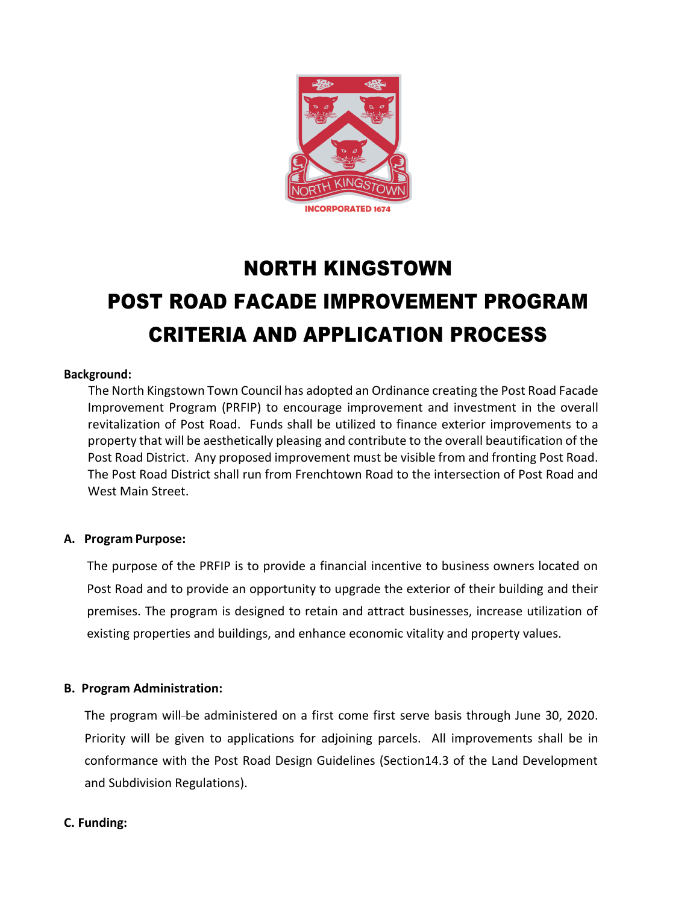# NORTH KINGSTOWN
# POST ROAD FACADE IMPROVEMENT PROGRAM
# CRITERIA AND APPLICATION PROCESS

**Background:**

The North Kingstown Town Council has adopted an Ordinance creating the Post Road Facade Improvement Program (PRFIP) to encourage improvement and investment in the overall revitalization of Post Road. Funds shall be utilized to finance exterior improvements to a property that will be aesthetically pleasing and contribute to the overall beautification of the Post Road District. Any proposed improvement must be visible from and fronting Post Road. The Post Road District shall run from Frenchtown Road to the intersection of Post Road and West Main Street.

**A. Program Purpose:**

The purpose of the PRFIP is to provide a financial incentive to business owners located on Post Road and to provide an opportunity to upgrade the exterior of their building and their premises. The program is designed to retain and attract businesses, increase utilization of existing properties and buildings, and enhance economic vitality and property values.

**B. Program Administration:**

The program will be administered on a first come first serve basis through June 30, 2020. Priority will be given to applications for adjoining parcels. All improvements shall be in conformance with the Post Road Design Guidelines (Section14.3 of the Land Development and Subdivision Regulations).

**C. Funding:**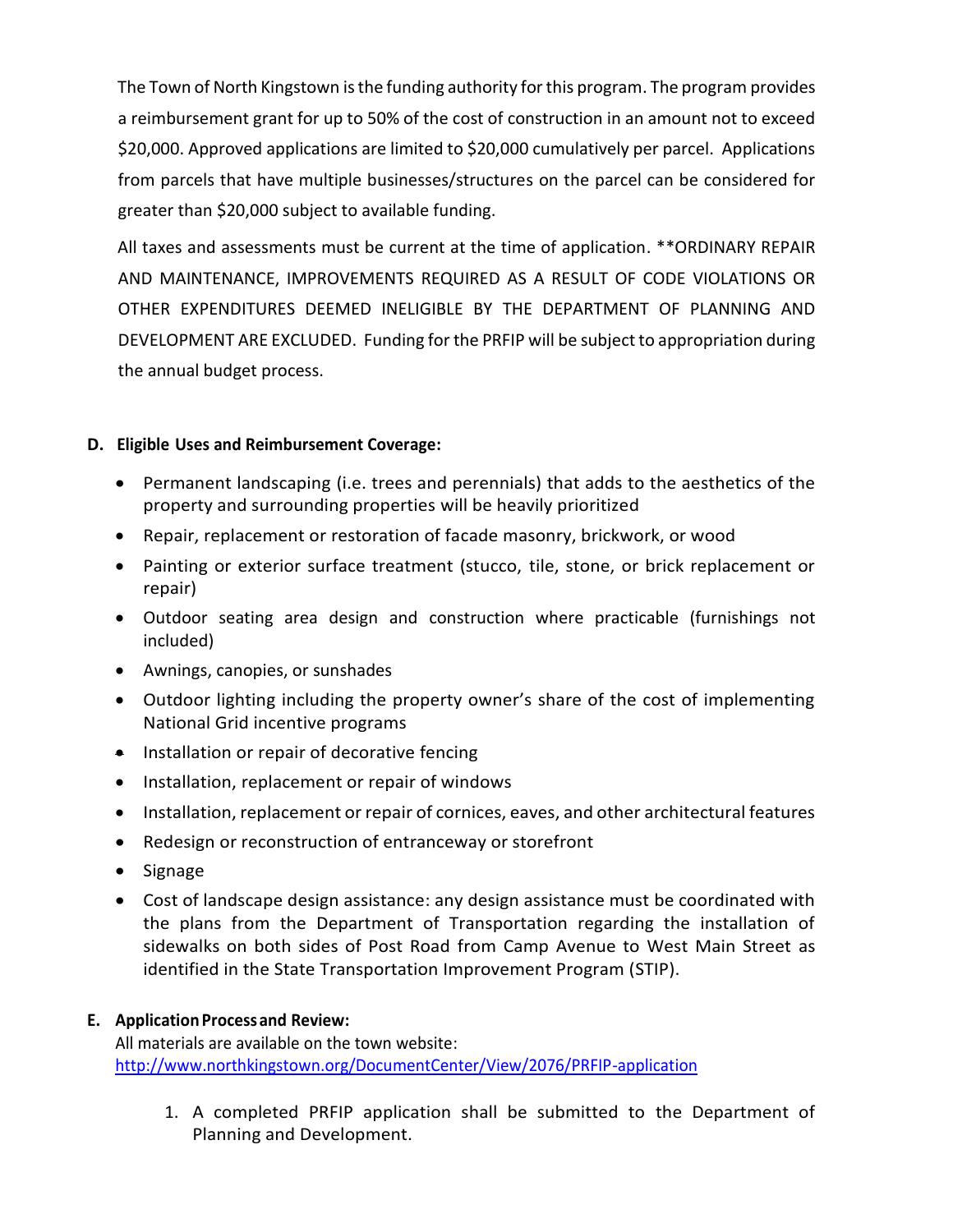The Town of North Kingstown is the funding authority for this program. The program provides a reimbursement grant for up to 50% of the cost of construction in an amount not to exceed $20,000. Approved applications are limited to $20,000 cumulatively per parcel. Applications from parcels that have multiple businesses/structures on the parcel can be considered for greater than $20,000 subject to available funding.

All taxes and assessments must be current at the time of application. **ORDINARY REPAIR AND MAINTENANCE, IMPROVEMENTS REQUIRED AS A RESULT OF CODE VIOLATIONS OR OTHER EXPENDITURES DEEMED INELIGIBLE BY THE DEPARTMENT OF PLANNING AND DEVELOPMENT ARE EXCLUDED. Funding for the PRFIP will be subject to appropriation during the annual budget process.

**D. Eligible Uses and Reimbursement Coverage:**

- Permanent landscaping (i.e. trees and perennials) that adds to the aesthetics of the property and surrounding properties will be heavily prioritized
- Repair, replacement or restoration of facade masonry, brickwork, or wood
- Painting or exterior surface treatment (stucco, tile, stone, or brick replacement or repair)
- Outdoor seating area design and construction where practicable (furnishings not included)
- Awnings, canopies, or sunshades
- Outdoor lighting including the property owner's share of the cost of implementing National Grid incentive programs
- Installation or repair of decorative fencing
- Installation, replacement or repair of windows
- Installation, replacement or repair of cornices, eaves, and other architectural features
- Redesign or reconstruction of entranceway or storefront
- Signage
- Cost of landscape design assistance: any design assistance must be coordinated with the plans from the Department of Transportation regarding the installation of sidewalks on both sides of Post Road from Camp Avenue to West Main Street as identified in the State Transportation Improvement Program (STIP).

**E. Application Process and Review:**

All materials are available on the town website:
[http://www.northkingstown.org/DocumentCenter/View/2076/PRFIP-application](http://www.northkingstown.org/DocumentCenter/View/2076/PRFIP-application)

1. A completed PRFIP application shall be submitted to the Department of Planning and Development.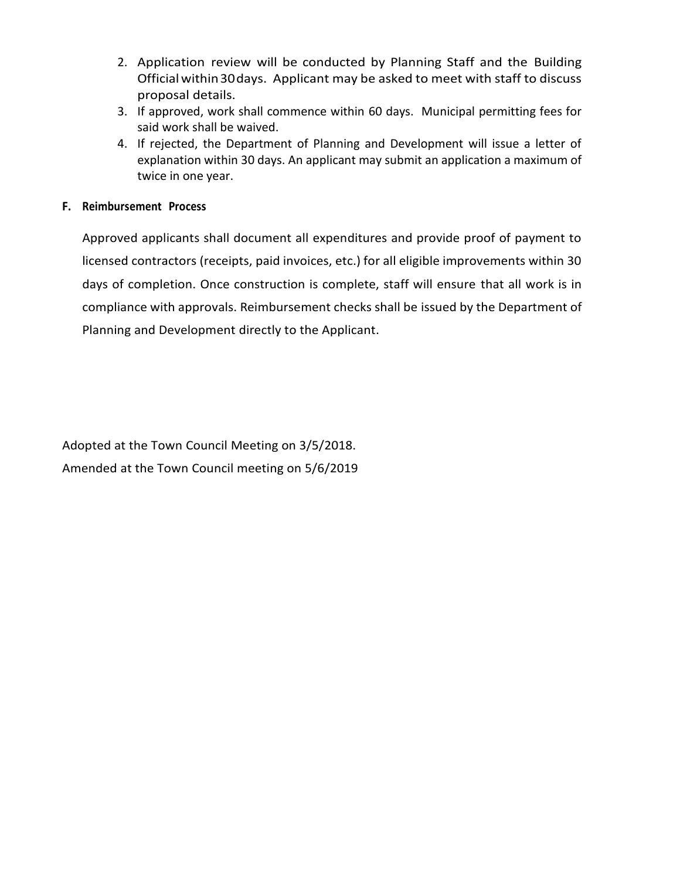2. Application review will be conducted by Planning Staff and the Building Official within 30 days. Applicant may be asked to meet with staff to discuss proposal details.
3. If approved, work shall commence within 60 days. Municipal permitting fees for said work shall be waived.
4. If rejected, the Department of Planning and Development will issue a letter of explanation within 30 days. An applicant may submit an application a maximum of twice in one year.

**F. Reimbursement Process**

Approved applicants shall document all expenditures and provide proof of payment to licensed contractors (receipts, paid invoices, etc.) for all eligible improvements within 30 days of completion. Once construction is complete, staff will ensure that all work is in compliance with approvals. Reimbursement checks shall be issued by the Department of Planning and Development directly to the Applicant.

Adopted at the Town Council Meeting on 3/5/2018.

Amended at the Town Council meeting on 5/6/2019